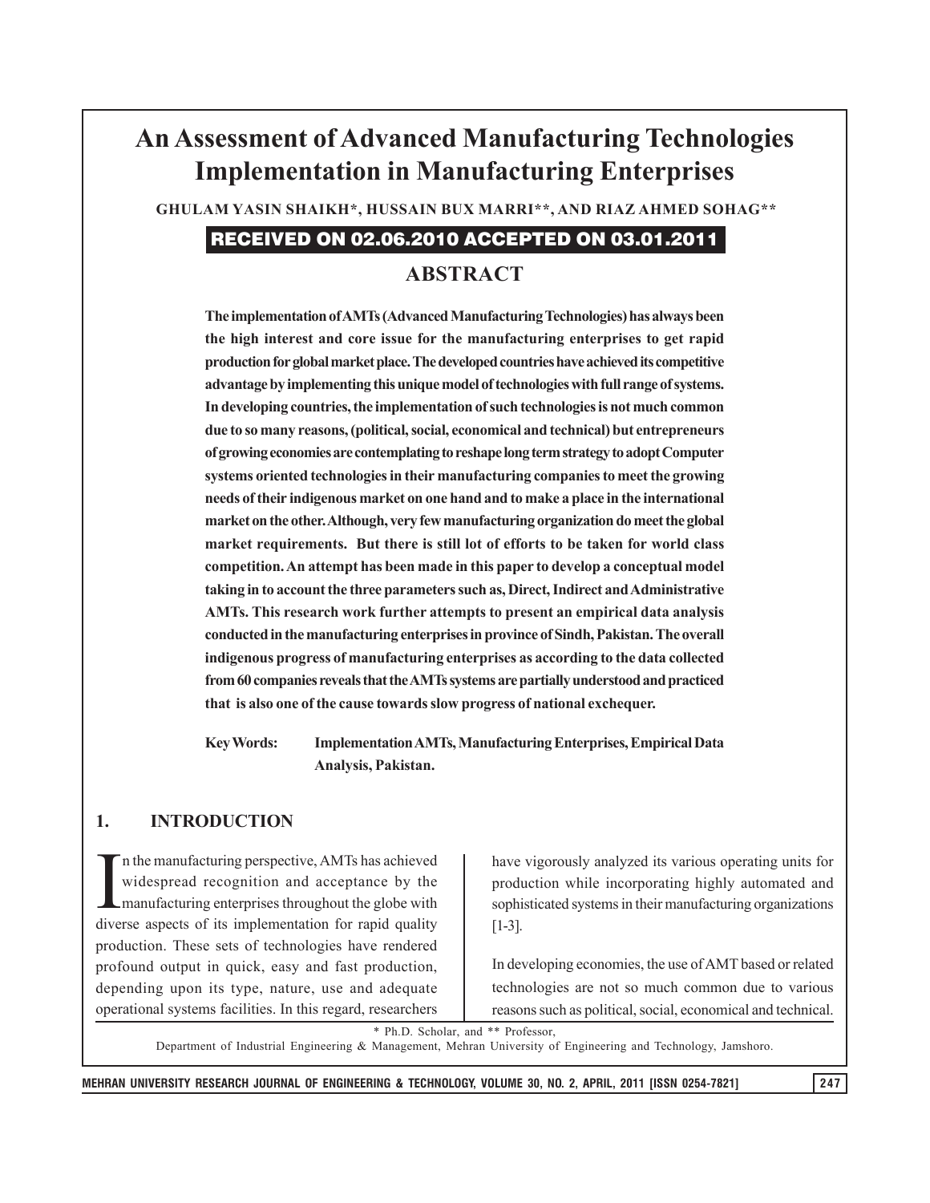# An Assessment of Advanced Manufacturing Technologies Implementation in Manufacturing Enterprises

**GHULAM YASIN SHAIKH*, HUSSAIN BUX MARRI**, AND RIAZ AHMED SOHAG****

**RECEIVED ON 02.06.2010 ACCEPTED ON 03.01.2011**

## ABSTRACT

**The implementation of AMTs (Advanced Manufacturing Technologies) has always been the high interest and core issue for the manufacturing enterprises to get rapid production for global market place. The developed countries have achieved its competitive advantage by implementing this unique model of technologies with full range of systems. In developing countries, the implementation of such technologies is not much common due to so many reasons, (political, social, economical and technical) but entrepreneurs of growing economies are contemplating to reshape long term strategy to adopt Computer systems oriented technologies in their manufacturing companies to meet the growing needs of their indigenous market on one hand and to make a place in the international market on the other. Although, very few manufacturing organization do meet the global market requirements. But there is still lot of efforts to be taken for world class competition. An attempt has been made in this paper to develop a conceptual model taking in to account the three parameters such as, Direct, Indirect and Administrative AMTs. This research work further attempts to present an empirical data analysis conducted in the manufacturing enterprises in province of Sindh, Pakistan. The overall indigenous progress of manufacturing enterprises as according to the data collected from 60 companies reveals that the AMTs systems are partially understood and practiced that is also one of the cause towards slow progress of national exchequer.**

**Key Words:** **Implementation AMTs, Manufacturing Enterprises, Empirical Data Analysis, Pakistan.**

## 1. INTRODUCTION

In the manufacturing perspective, AMTs has achieved widespread recognition and acceptance by the manufacturing enterprises throughout the globe with diverse aspects of its implementation for rapid quality production. These sets of technologies have rendered profound output in quick, easy and fast production, depending upon its type, nature, use and adequate operational systems facilities. In this regard, researchers have vigorously analyzed its various operating units for production while incorporating highly automated and sophisticated systems in their manufacturing organizations [1-3].

In developing economies, the use of AMT based or related technologies are not so much common due to various reasons such as political, social, economical and technical.

\* Ph.D. Scholar, and ** Professor,
Department of Industrial Engineering & Management, Mehran University of Engineering and Technology, Jamshoro.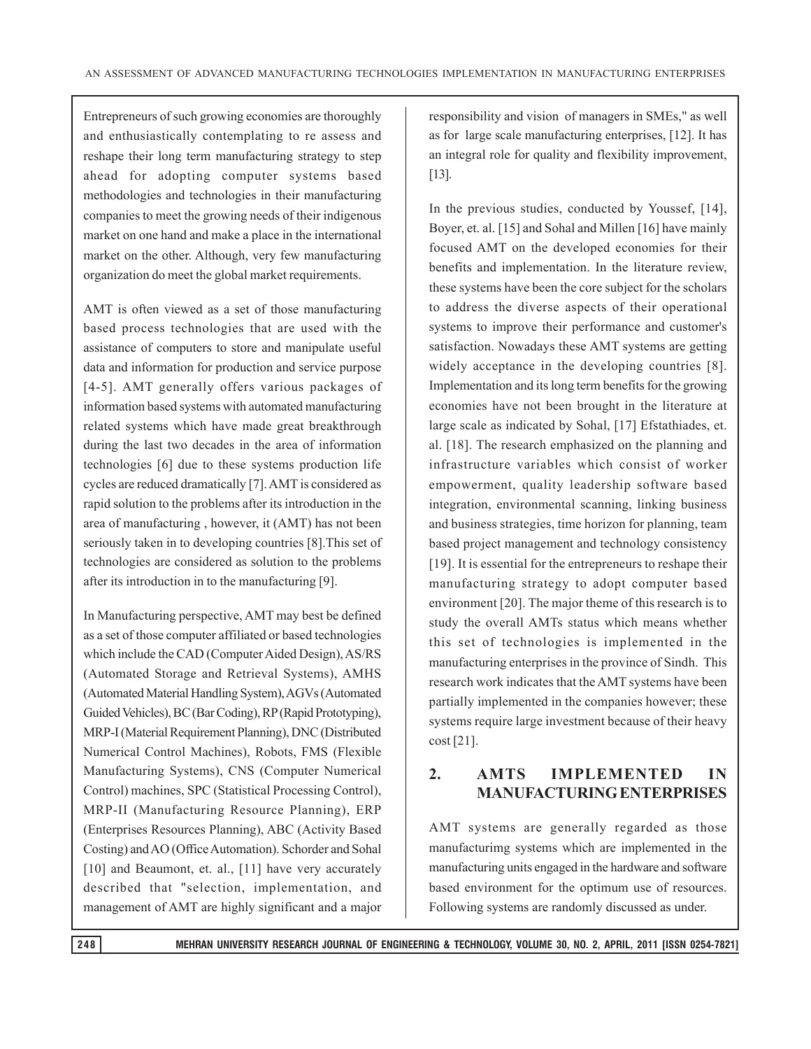Entrepreneurs of such growing economies are thoroughly and enthusiastically contemplating to re assess and reshape their long term manufacturing strategy to step ahead for adopting computer systems based methodologies and technologies in their manufacturing companies to meet the growing needs of their indigenous market on one hand and make a place in the international market on the other. Although, very few manufacturing organization do meet the global market requirements.

AMT is often viewed as a set of those manufacturing based process technologies that are used with the assistance of computers to store and manipulate useful data and information for production and service purpose [4-5]. AMT generally offers various packages of information based systems with automated manufacturing related systems which have made great breakthrough during the last two decades in the area of information technologies [6] due to these systems production life cycles are reduced dramatically [7]. AMT is considered as rapid solution to the problems after its introduction in the area of manufacturing , however, it (AMT) has not been seriously taken in to developing countries [8].This set of technologies are considered as solution to the problems after its introduction in to the manufacturing [9].

In Manufacturing perspective, AMT may best be defined as a set of those computer affiliated or based technologies which include the CAD (Computer Aided Design), AS/RS (Automated Storage and Retrieval Systems), AMHS (Automated Material Handling System), AGVs (Automated Guided Vehicles), BC (Bar Coding), RP (Rapid Prototyping), MRP-I (Material Requirement Planning), DNC (Distributed Numerical Control Machines), Robots, FMS (Flexible Manufacturing Systems), CNS (Computer Numerical Control) machines, SPC (Statistical Processing Control), MRP-II (Manufacturing Resource Planning), ERP (Enterprises Resources Planning), ABC (Activity Based Costing) and AO (Office Automation). Schorder and Sohal [10] and Beaumont, et. al., [11] have very accurately described that "selection, implementation, and management of AMT are highly significant and a major responsibility and vision of managers in SMEs," as well as for large scale manufacturing enterprises, [12]. It has an integral role for quality and flexibility improvement, [13].

In the previous studies, conducted by Youssef, [14], Boyer, et. al. [15] and Sohal and Millen [16] have mainly focused AMT on the developed economies for their benefits and implementation. In the literature review, these systems have been the core subject for the scholars to address the diverse aspects of their operational systems to improve their performance and customer's satisfaction. Nowadays these AMT systems are getting widely acceptance in the developing countries [8]. Implementation and its long term benefits for the growing economies have not been brought in the literature at large scale as indicated by Sohal, [17] Efstathiades, et. al. [18]. The research emphasized on the planning and infrastructure variables which consist of worker empowerment, quality leadership software based integration, environmental scanning, linking business and business strategies, time horizon for planning, team based project management and technology consistency [19]. It is essential for the entrepreneurs to reshape their manufacturing strategy to adopt computer based environment [20]. The major theme of this research is to study the overall AMTs status which means whether this set of technologies is implemented in the manufacturing enterprises in the province of Sindh. This research work indicates that the AMT systems have been partially implemented in the companies however; these systems require large investment because of their heavy cost [21].

## 2. AMTS IMPLEMENTED IN MANUFACTURING ENTERPRISES

AMT systems are generally regarded as those manufacturimg systems which are implemented in the manufacturing units engaged in the hardware and software based environment for the optimum use of resources. Following systems are randomly discussed as under.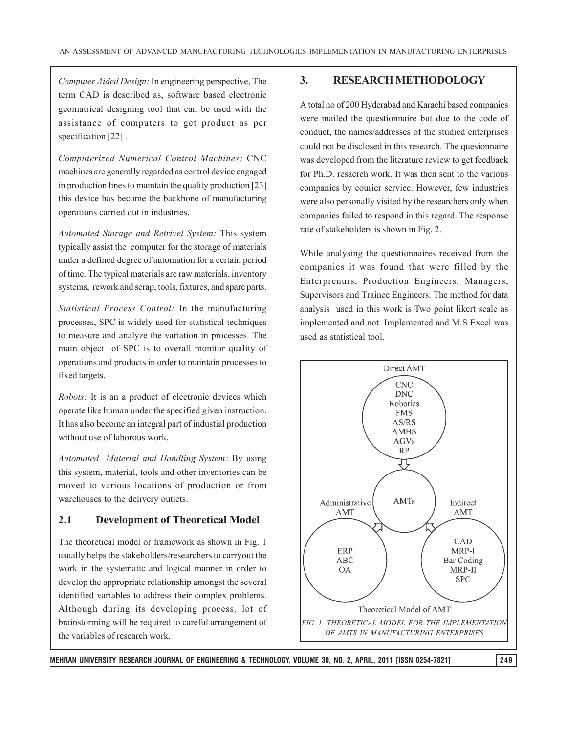*Computer Aided Design:* In engineering perspective, The term CAD is described as, software based electronic geomatrical designing tool that can be used with the assistance of computers to get product as per specification [22] .

*Computerized Numerical Control Machines:* CNC machines are generally regarded as control device engaged in production lines to maintain the quality production [23] this device has become the backbone of manufacturing operations carried out in industries.

*Automated Storage and Retrivel System:* This system typically assist the computer for the storage of materials under a defined degree of automation for a certain period of time. The typical materials are raw materials, inventory systems, rework and scrap, tools, fixtures, and spare parts.

*Statistical Process Control:* In the manufacturing processes, SPC is widely used for statistical techniques to measure and analyze the variation in processes. The main object of SPC is to overall monitor quality of operations and products in order to maintain processes to fixed targets.

*Robots:* It is an a product of electronic devices which operate like human under the specified given instruction. It has also become an integral part of industial production without use of laborous work.

*Automated Material and Handling System:* By using this system, material, tools and other inventories can be moved to various locations of production or from warehouses to the delivery outlets.

## 2.1 Development of Theoretical Model

The theoretical model or framework as shown in Fig. 1 usually helps the stakeholders/researchers to carryout the work in the systematic and logical manner in order to develop the appropriate relationship amongst the several identified variables to address their complex problems. Although during its developing process, lot of brainstorming will be required to careful arrangement of the variables of research work.

# 3. RESEARCH METHODOLOGY

A total no of 200 Hyderabad and Karachi based companies were mailed the questionnaire but due to the code of conduct, the names/addresses of the studied enterprises could not be disclosed in this research. The quesionnaire was developed from the literature review to get feedback for Ph.D. resaerch work. It was then sent to the various companies by courier service. However, few industries were also personally visited by the researchers only when companies failed to respond in this regard. The response rate of stakeholders is shown in Fig. 2.

While analysing the questionnaires received from the companies it was found that were filled by the Enterprenurs, Production Engineers, Managers, Supervisors and Trainee Engineers. The method for data analysis used in this work is Two point likert scale as implemented and not Implemented and M.S Excel was used as statistical tool.

Direct AMT: CNC, DNC, Robotics, FMS, AS/RS, AMHS, AGVs, RP

AMTs

Administrative AMT: ERP, ABC, OA

Indirect AMT: CAD, MRP-I, Bar Coding, MRP-II, SPC

Theoretical Model of AMT

*FIG. 1. THEORETICAL MODEL FOR THE IMPLEMENTATION OF AMTS IN MANUFACTURING ENTERPRISES*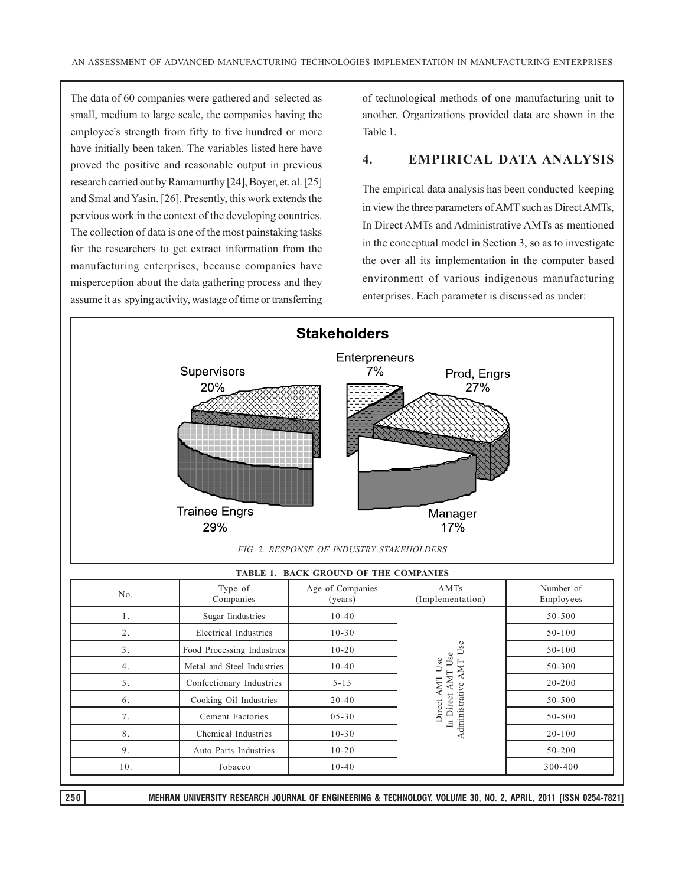The data of 60 companies were gathered and selected as small, medium to large scale, the companies having the employee's strength from fifty to five hundred or more have initially been taken. The variables listed here have proved the positive and reasonable output in previous research carried out by Ramamurthy [24], Boyer, et. al. [25] and Smal and Yasin. [26]. Presently, this work extends the pervious work in the context of the developing countries. The collection of data is one of the most painstaking tasks for the researchers to get extract information from the manufacturing enterprises, because companies have misperception about the data gathering process and they assume it as spying activity, wastage of time or transferring of technological methods of one manufacturing unit to another. Organizations provided data are shown in the Table 1.

## 4. EMPIRICAL DATA ANALYSIS

The empirical data analysis has been conducted keeping in view the three parameters of AMT such as Direct AMTs, In Direct AMTs and Administrative AMTs as mentioned in the conceptual model in Section 3, so as to investigate the over all its implementation in the computer based environment of various indigenous manufacturing enterprises. Each parameter is discussed as under:

**Stakeholders**

Enterpreneurs 7%; Prod, Engrs 27%; Manager 17%; Trainee Engrs 29%; Supervisors 20%

*FIG. 2. RESPONSE OF INDUSTRY STAKEHOLDERS*

**TABLE 1. BACK GROUND OF THE COMPANIES**

| No. | Type of Companies | Age of Companies (years) | AMTs (Implementation) | Number of Employees |
|---|---|---|---|---|
| 1. | Sugar Iindustries | 10-40 | Direct AMT Use<br>In Direct AMT Use<br>Administrative AMT Use | 50-500 |
| 2. | Electrical Industries | 10-30 | | 50-100 |
| 3. | Food Processing Industries | 10-20 | | 50-100 |
| 4. | Metal and Steel Industries | 10-40 | | 50-300 |
| 5. | Confectionary Industries | 5-15 | | 20-200 |
| 6. | Cooking Oil Industries | 20-40 | | 50-500 |
| 7. | Cement Factories | 05-30 | | 50-500 |
| 8. | Chemical Industries | 10-30 | | 20-100 |
| 9. | Auto Parts Industries | 10-20 | | 50-200 |
| 10. | Tobacco | 10-40 | | 300-400 |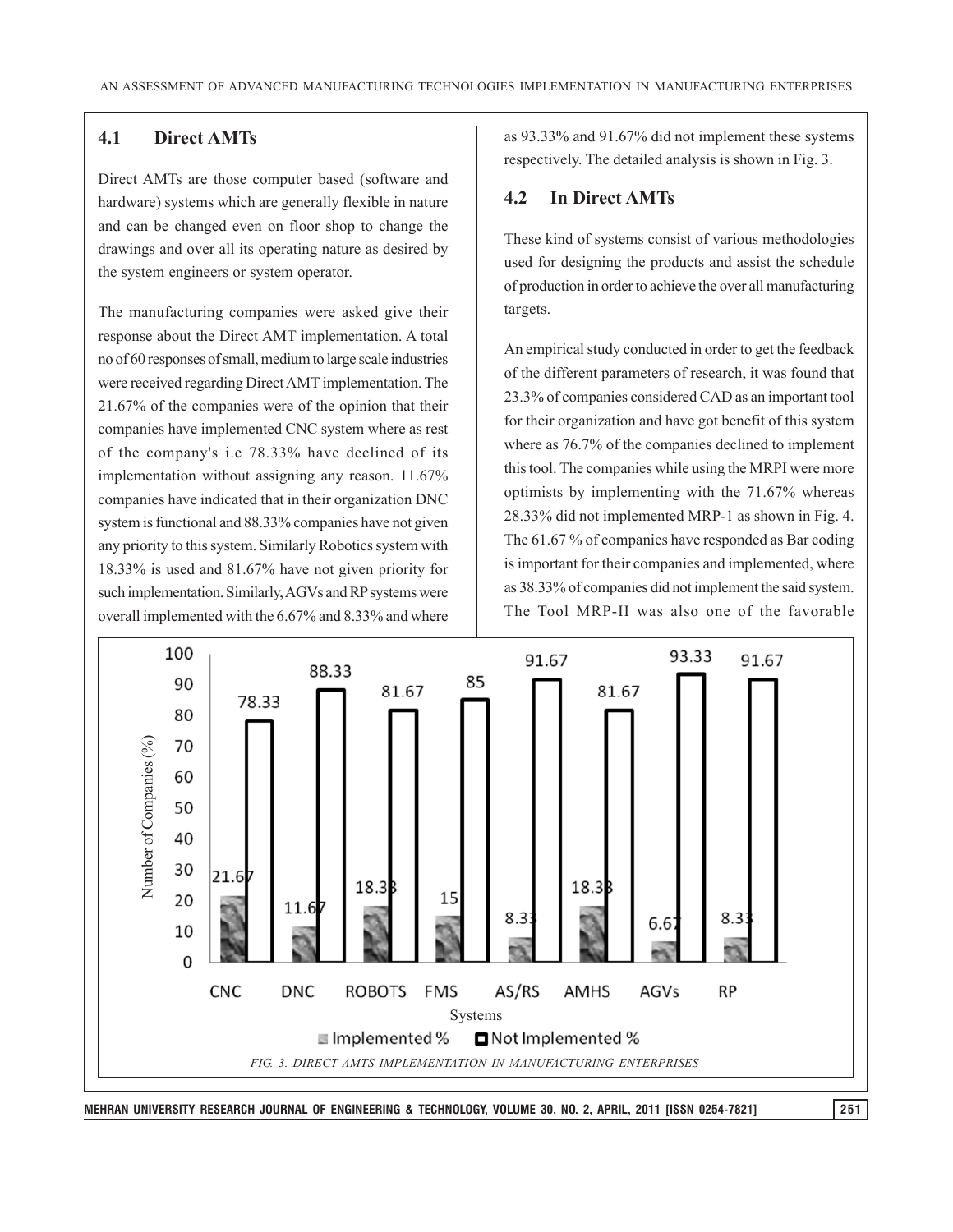## 4.1 Direct AMTs

Direct AMTs are those computer based (software and hardware) systems which are generally flexible in nature and can be changed even on floor shop to change the drawings and over all its operating nature as desired by the system engineers or system operator.

The manufacturing companies were asked give their response about the Direct AMT implementation. A total no of 60 responses of small, medium to large scale industries were received regarding Direct AMT implementation. The 21.67% of the companies were of the opinion that their companies have implemented CNC system where as rest of the company's i.e 78.33% have declined of its implementation without assigning any reason. 11.67% companies have indicated that in their organization DNC system is functional and 88.33% companies have not given any priority to this system. Similarly Robotics system with 18.33% is used and 81.67% have not given priority for such implementation. Similarly, AGVs and RP systems were overall implemented with the 6.67% and 8.33% and where as 93.33% and 91.67% did not implement these systems respectively. The detailed analysis is shown in Fig. 3.

## 4.2 In Direct AMTs

These kind of systems consist of various methodologies used for designing the products and assist the schedule of production in order to achieve the over all manufacturing targets.

An empirical study conducted in order to get the feedback of the different parameters of research, it was found that 23.3% of companies considered CAD as an important tool for their organization and have got benefit of this system where as 76.7% of the companies declined to implement this tool. The companies while using the MRPI were more optimists by implementing with the 71.67% whereas 28.33% did not implemented MRP-1 as shown in Fig. 4. The 61.67 % of companies have responded as Bar coding is important for their companies and implemented, where as 38.33% of companies did not implement the said system. The Tool MRP-II was also one of the favorable

| Systems | Implemented % | Not Implemented % |
|---|---|---|
| CNC | 21.67 | 78.33 |
| DNC | 11.67 | 88.33 |
| ROBOTS | 18.33 | 81.67 |
| FMS | 15 | 85 |
| AS/RS | 8.33 | 91.67 |
| AMHS | 18.33 | 81.67 |
| AGVs | 6.67 | 93.33 |
| RP | 8.33 | 91.67 |

*FIG. 3. DIRECT AMTS IMPLEMENTATION IN MANUFACTURING ENTERPRISES*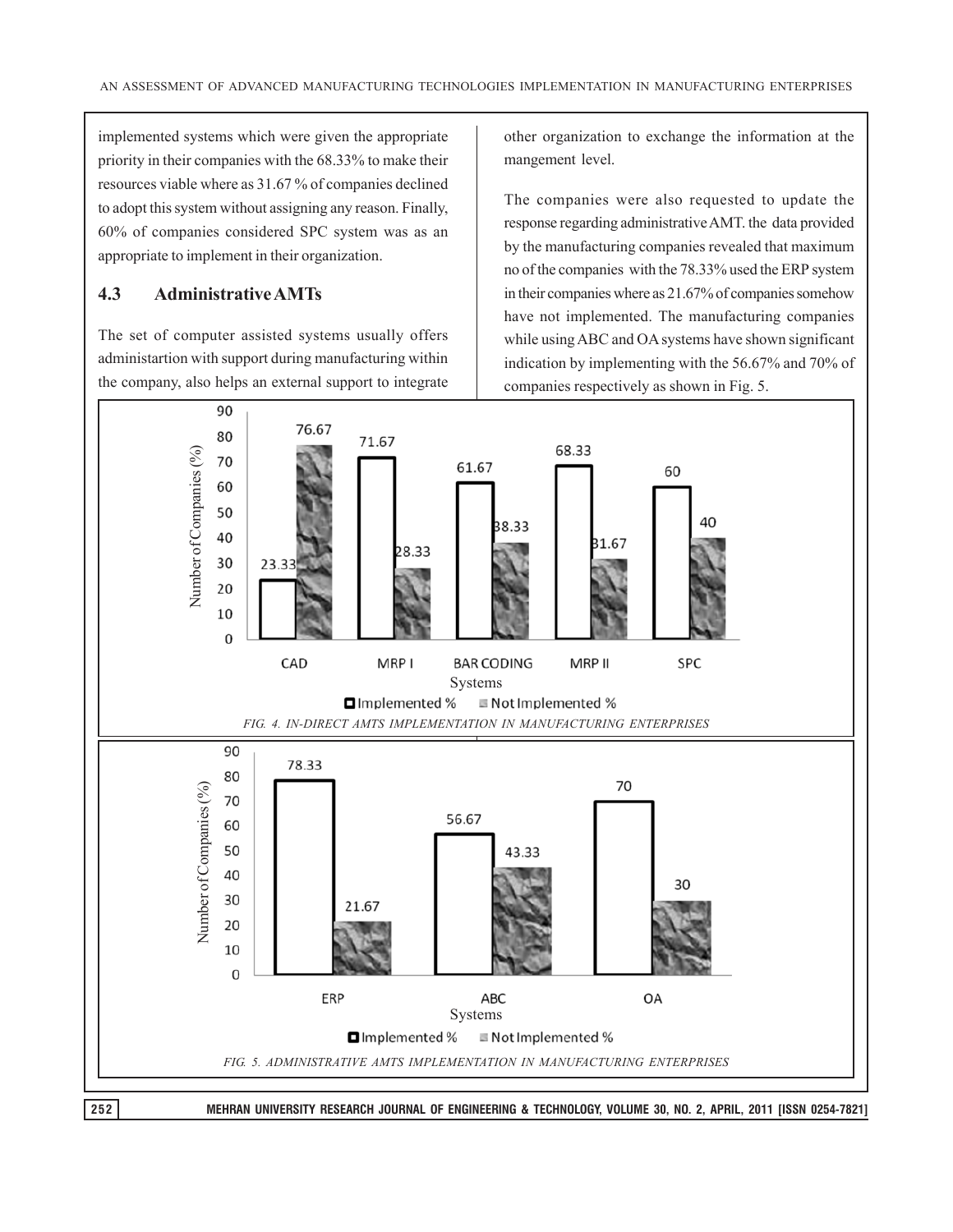implemented systems which were given the appropriate priority in their companies with the 68.33% to make their resources viable where as 31.67 % of companies declined to adopt this system without assigning any reason. Finally, 60% of companies considered SPC system was as an appropriate to implement in their organization.

## 4.3 Administrative AMTs

The set of computer assisted systems usually offers administartion with support during manufacturing within the company, also helps an external support to integrate other organization to exchange the information at the mangement level.

The companies were also requested to update the response regarding administrative AMT. the data provided by the manufacturing companies revealed that maximum no of the companies with the 78.33% used the ERP system in their companies where as 21.67% of companies somehow have not implemented. The manufacturing companies while using ABC and OA systems have shown significant indication by implementing with the 56.67% and 70% of companies respectively as shown in Fig. 5.

| Systems | Implemented % | Not Implemented % |
|---|---|---|
| CAD | 23.33 | 76.67 |
| MRP I | 71.67 | 28.33 |
| BAR CODING | 61.67 | 38.33 |
| MRP II | 68.33 | 31.67 |
| SPC | 60 | 40 |

*FIG. 4. IN-DIRECT AMTS IMPLEMENTATION IN MANUFACTURING ENTERPRISES*

| Systems | Implemented % | Not Implemented % |
|---|---|---|
| ERP | 78.33 | 21.67 |
| ABC | 56.67 | 43.33 |
| OA | 70 | 30 |

*FIG. 5. ADMINISTRATIVE AMTS IMPLEMENTATION IN MANUFACTURING ENTERPRISES*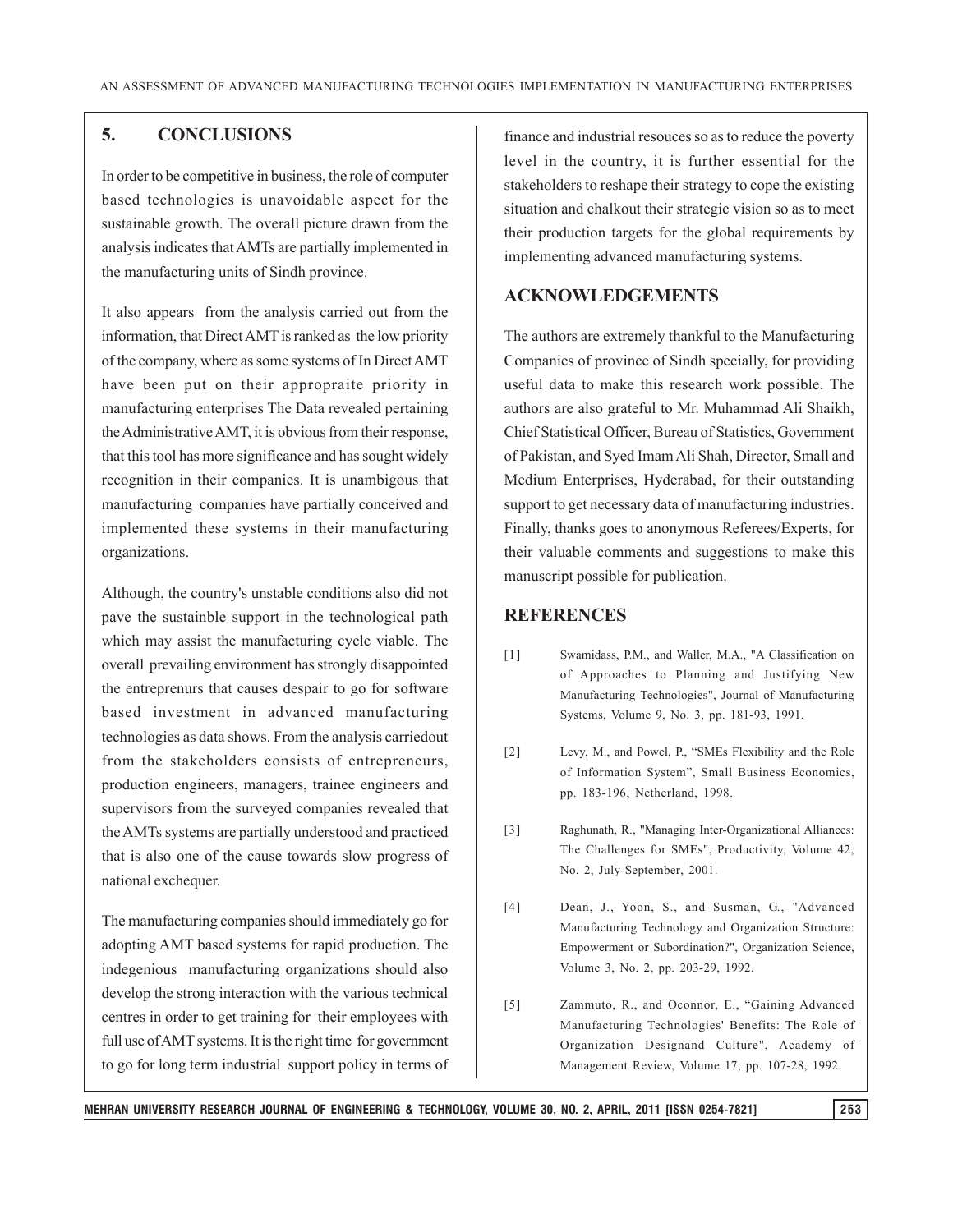## 5. CONCLUSIONS

In order to be competitive in business, the role of computer based technologies is unavoidable aspect for the sustainable growth. The overall picture drawn from the analysis indicates that AMTs are partially implemented in the manufacturing units of Sindh province.

It also appears from the analysis carried out from the information, that Direct AMT is ranked as the low priority of the company, where as some systems of In Direct AMT have been put on their appropraite priority in manufacturing enterprises The Data revealed pertaining the Administrative AMT, it is obvious from their response, that this tool has more significance and has sought widely recognition in their companies. It is unambigous that manufacturing companies have partially conceived and implemented these systems in their manufacturing organizations.

Although, the country's unstable conditions also did not pave the sustainble support in the technological path which may assist the manufacturing cycle viable. The overall prevailing environment has strongly disappointed the entreprenurs that causes despair to go for software based investment in advanced manufacturing technologies as data shows. From the analysis carriedout from the stakeholders consists of entrepreneurs, production engineers, managers, trainee engineers and supervisors from the surveyed companies revealed that the AMTs systems are partially understood and practiced that is also one of the cause towards slow progress of national exchequer.

The manufacturing companies should immediately go for adopting AMT based systems for rapid production. The indegenious manufacturing organizations should also develop the strong interaction with the various technical centres in order to get training for their employees with full use of AMT systems. It is the right time for government to go for long term industrial support policy in terms of finance and industrial resouces so as to reduce the poverty level in the country, it is further essential for the stakeholders to reshape their strategy to cope the existing situation and chalkout their strategic vision so as to meet their production targets for the global requirements by implementing advanced manufacturing systems.

## ACKNOWLEDGEMENTS

The authors are extremely thankful to the Manufacturing Companies of province of Sindh specially, for providing useful data to make this research work possible. The authors are also grateful to Mr. Muhammad Ali Shaikh, Chief Statistical Officer, Bureau of Statistics, Government of Pakistan, and Syed Imam Ali Shah, Director, Small and Medium Enterprises, Hyderabad, for their outstanding support to get necessary data of manufacturing industries. Finally, thanks goes to anonymous Referees/Experts, for their valuable comments and suggestions to make this manuscript possible for publication.

## REFERENCES

[1] Swamidass, P.M., and Waller, M.A., "A Classification on of Approaches to Planning and Justifying New Manufacturing Technologies", Journal of Manufacturing Systems, Volume 9, No. 3, pp. 181-93, 1991.

[2] Levy, M., and Powel, P., "SMEs Flexibility and the Role of Information System", Small Business Economics, pp. 183-196, Netherland, 1998.

[3] Raghunath, R., "Managing Inter-Organizational Alliances: The Challenges for SMEs", Productivity, Volume 42, No. 2, July-September, 2001.

[4] Dean, J., Yoon, S., and Susman, G., "Advanced Manufacturing Technology and Organization Structure: Empowerment or Subordination?", Organization Science, Volume 3, No. 2, pp. 203-29, 1992.

[5] Zammuto, R., and Oconnor, E., "Gaining Advanced Manufacturing Technologies' Benefits: The Role of Organization Designand Culture", Academy of Management Review, Volume 17, pp. 107-28, 1992.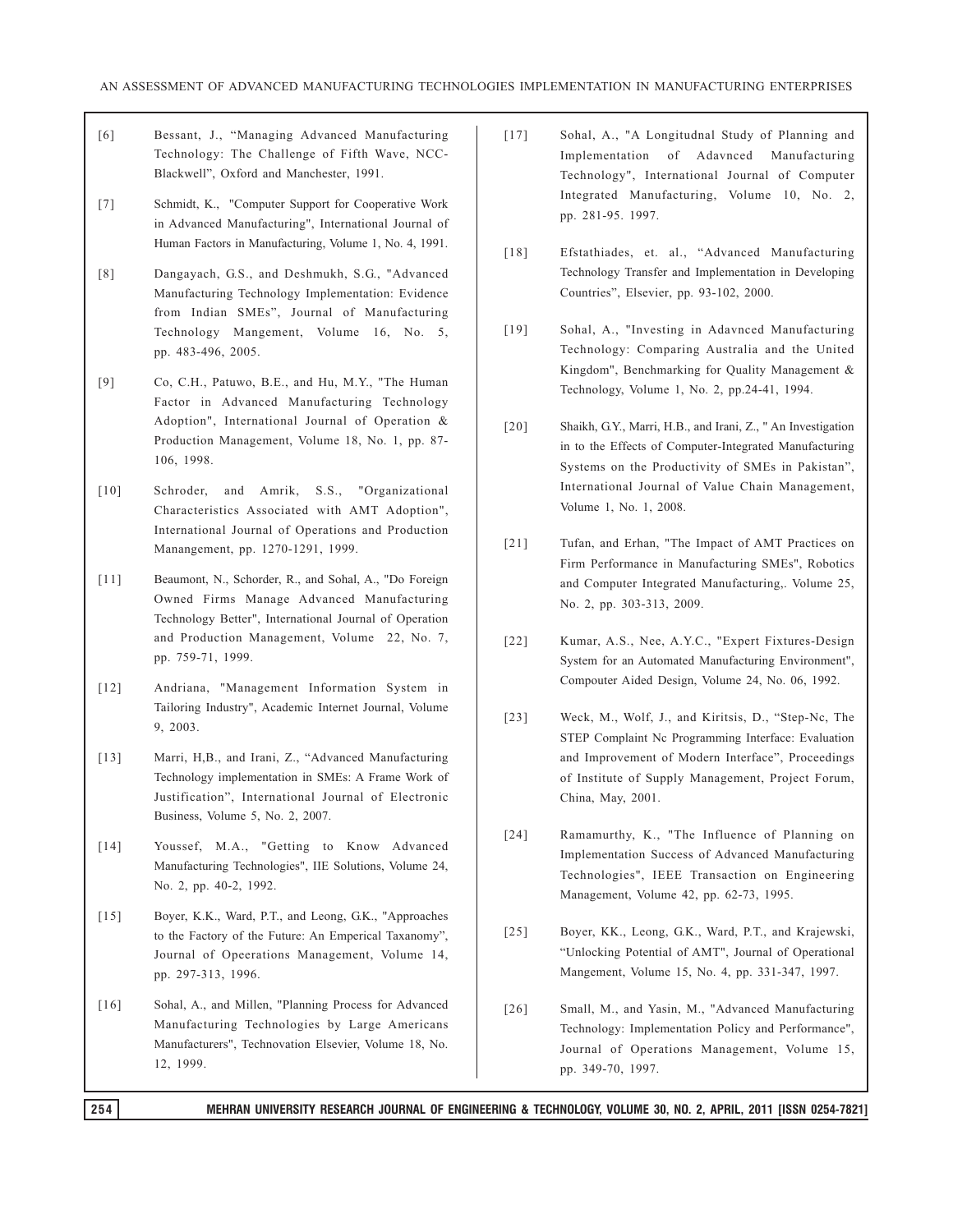[6] Bessant, J., "Managing Advanced Manufacturing Technology: The Challenge of Fifth Wave, NCC-Blackwell", Oxford and Manchester, 1991.

[7] Schmidt, K., "Computer Support for Cooperative Work in Advanced Manufacturing", International Journal of Human Factors in Manufacturing, Volume 1, No. 4, 1991.

[8] Dangayach, G.S., and Deshmukh, S.G., "Advanced Manufacturing Technology Implementation: Evidence from Indian SMEs", Journal of Manufacturing Technology Mangement, Volume 16, No. 5, pp. 483-496, 2005.

[9] Co, C.H., Patuwo, B.E., and Hu, M.Y., "The Human Factor in Advanced Manufacturing Technology Adoption", International Journal of Operation & Production Management, Volume 18, No. 1, pp. 87-106, 1998.

[10] Schroder, and Amrik, S.S., "Organizational Characteristics Associated with AMT Adoption", International Journal of Operations and Production Manangement, pp. 1270-1291, 1999.

[11] Beaumont, N., Schorder, R., and Sohal, A., "Do Foreign Owned Firms Manage Advanced Manufacturing Technology Better", International Journal of Operation and Production Management, Volume 22, No. 7, pp. 759-71, 1999.

[12] Andriana, "Management Information System in Tailoring Industry", Academic Internet Journal, Volume 9, 2003.

[13] Marri, H,B., and Irani, Z., "Advanced Manufacturing Technology implementation in SMEs: A Frame Work of Justification", International Journal of Electronic Business, Volume 5, No. 2, 2007.

[14] Youssef, M.A., "Getting to Know Advanced Manufacturing Technologies", IIE Solutions, Volume 24, No. 2, pp. 40-2, 1992.

[15] Boyer, K.K., Ward, P.T., and Leong, G.K., "Approaches to the Factory of the Future: An Emperical Taxanomy", Journal of Opeerations Management, Volume 14, pp. 297-313, 1996.

[16] Sohal, A., and Millen, "Planning Process for Advanced Manufacturing Technologies by Large Americans Manufacturers", Technovation Elsevier, Volume 18, No. 12, 1999.

[17] Sohal, A., "A Longitudnal Study of Planning and Implementation of Adavnced Manufacturing Technology", International Journal of Computer Integrated Manufacturing, Volume 10, No. 2, pp. 281-95. 1997.

[18] Efstathiades, et. al., "Advanced Manufacturing Technology Transfer and Implementation in Developing Countries", Elsevier, pp. 93-102, 2000.

[19] Sohal, A., "Investing in Adavnced Manufacturing Technology: Comparing Australia and the United Kingdom", Benchmarking for Quality Management & Technology, Volume 1, No. 2, pp.24-41, 1994.

[20] Shaikh, G.Y., Marri, H.B., and Irani, Z., " An Investigation in to the Effects of Computer-Integrated Manufacturing Systems on the Productivity of SMEs in Pakistan", International Journal of Value Chain Management, Volume 1, No. 1, 2008.

[21] Tufan, and Erhan, "The Impact of AMT Practices on Firm Performance in Manufacturing SMEs", Robotics and Computer Integrated Manufacturing,. Volume 25, No. 2, pp. 303-313, 2009.

[22] Kumar, A.S., Nee, A.Y.C., "Expert Fixtures-Design System for an Automated Manufacturing Environment", Compouter Aided Design, Volume 24, No. 06, 1992.

[23] Weck, M., Wolf, J., and Kiritsis, D., "Step-Nc, The STEP Complaint Nc Programming Interface: Evaluation and Improvement of Modern Interface", Proceedings of Institute of Supply Management, Project Forum, China, May, 2001.

[24] Ramamurthy, K., "The Influence of Planning on Implementation Success of Advanced Manufacturing Technologies", IEEE Transaction on Engineering Management, Volume 42, pp. 62-73, 1995.

[25] Boyer, KK., Leong, G.K., Ward, P.T., and Krajewski, "Unlocking Potential of AMT", Journal of Operational Mangement, Volume 15, No. 4, pp. 331-347, 1997.

[26] Small, M., and Yasin, M., "Advanced Manufacturing Technology: Implementation Policy and Performance", Journal of Operations Management, Volume 15, pp. 349-70, 1997.